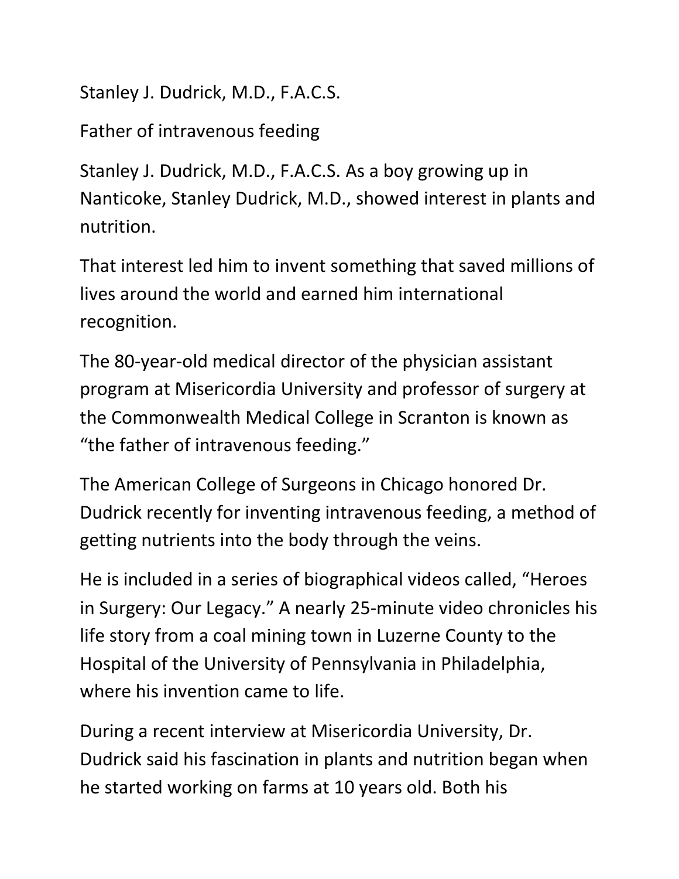# Stanley J. Dudrick, M.D., F.A.C.S.

## Father of intravenous feeding

Stanley J. Dudrick, M.D., F.A.C.S. As a boy growing up in Nanticoke, Stanley Dudrick, M.D., showed interest in plants and nutrition.

That interest led him to invent something that saved millions of lives around the world and earned him international recognition.

The 80-year-old medical director of the physician assistant program at Misericordia University and professor of surgery at the Commonwealth Medical College in Scranton is known as "the father of intravenous feeding."

The American College of Surgeons in Chicago honored Dr. Dudrick recently for inventing intravenous feeding, a method of getting nutrients into the body through the veins.

He is included in a series of biographical videos called, "Heroes in Surgery: Our Legacy." A nearly 25-minute video chronicles his life story from a coal mining town in Luzerne County to the Hospital of the University of Pennsylvania in Philadelphia, where his invention came to life.

During a recent interview at Misericordia University, Dr. Dudrick said his fascination in plants and nutrition began when he started working on farms at 10 years old. Both his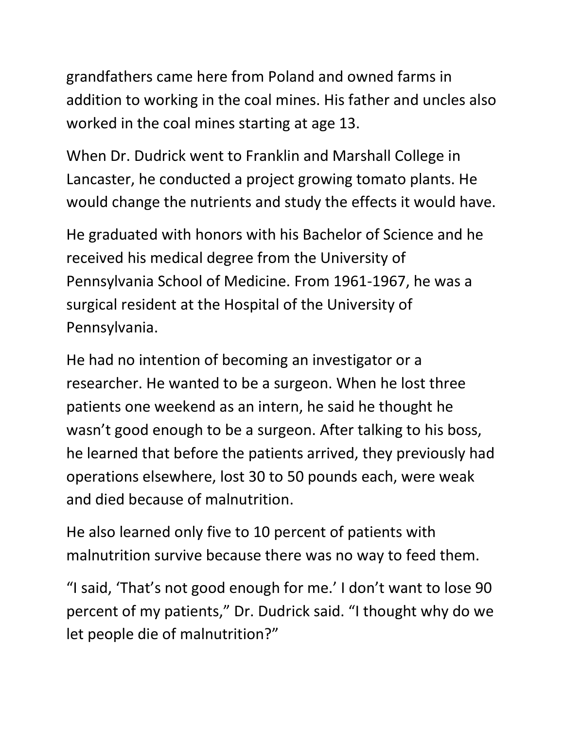grandfathers came here from Poland and owned farms in addition to working in the coal mines. His father and uncles also worked in the coal mines starting at age 13.

When Dr. Dudrick went to Franklin and Marshall College in Lancaster, he conducted a project growing tomato plants. He would change the nutrients and study the effects it would have.

He graduated with honors with his Bachelor of Science and he received his medical degree from the University of Pennsylvania School of Medicine. From 1961-1967, he was a surgical resident at the Hospital of the University of Pennsylvania.

He had no intention of becoming an investigator or a researcher. He wanted to be a surgeon. When he lost three patients one weekend as an intern, he said he thought he wasn't good enough to be a surgeon. After talking to his boss, he learned that before the patients arrived, they previously had operations elsewhere, lost 30 to 50 pounds each, were weak and died because of malnutrition.

He also learned only five to 10 percent of patients with malnutrition survive because there was no way to feed them.

"I said, 'That's not good enough for me.' I don't want to lose 90 percent of my patients," Dr. Dudrick said. "I thought why do we let people die of malnutrition?"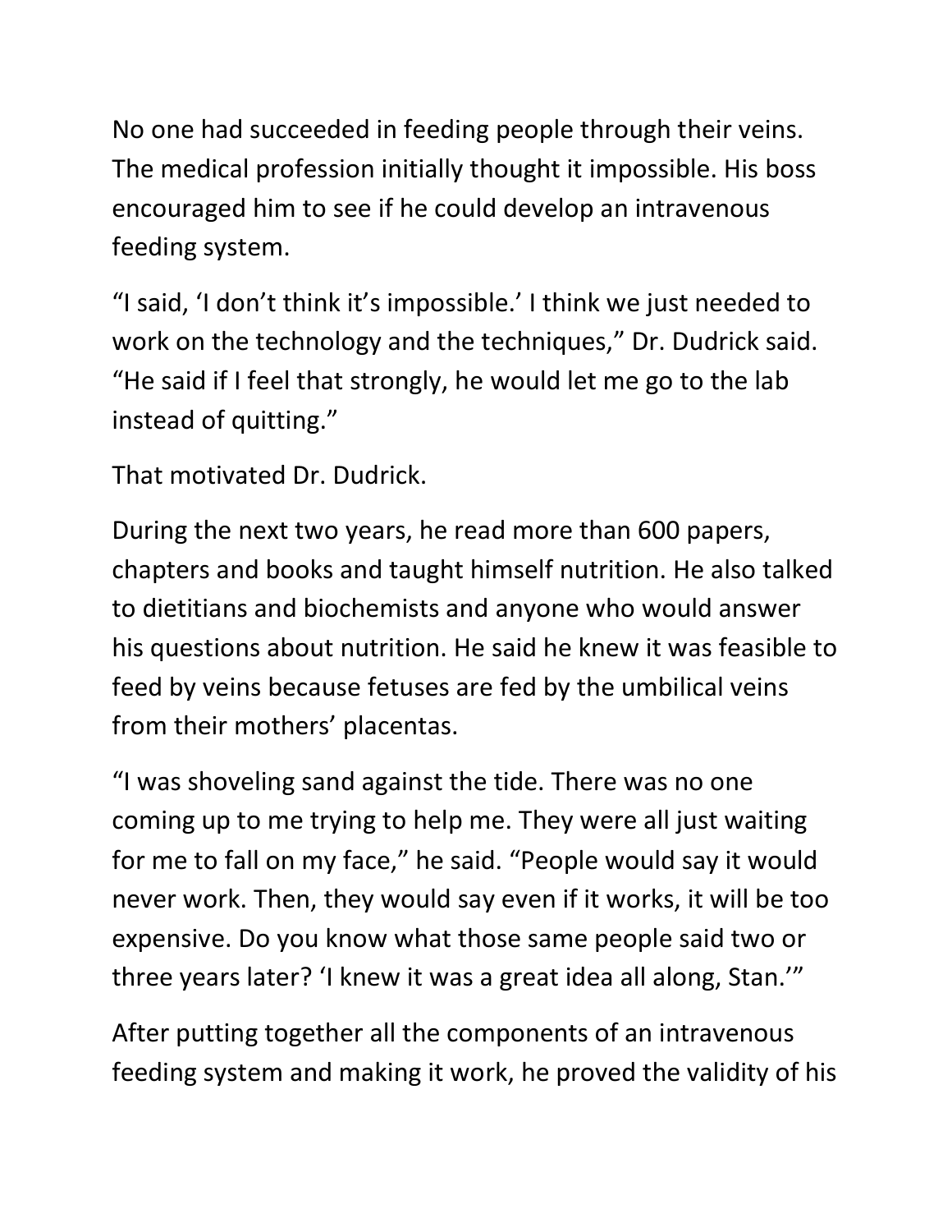No one had succeeded in feeding people through their veins. The medical profession initially thought it impossible. His boss encouraged him to see if he could develop an intravenous feeding system.

“I said, ‘I don’t think it’s impossible.’ I think we just needed to work on the technology and the techniques,” Dr. Dudrick said. “He said if I feel that strongly, he would let me go to the lab instead of quitting.”

That motivated Dr. Dudrick.

During the next two years, he read more than 600 papers, chapters and books and taught himself nutrition. He also talked to dietitians and biochemists and anyone who would answer his questions about nutrition. He said he knew it was feasible to feed by veins because fetuses are fed by the umbilical veins from their mothers’ placentas.

“I was shoveling sand against the tide. There was no one coming up to me trying to help me. They were all just waiting for me to fall on my face,” he said. “People would say it would never work. Then, they would say even if it works, it will be too expensive. Do you know what those same people said two or three years later? ‘I knew it was a great idea all along, Stan.’”

After putting together all the components of an intravenous feeding system and making it work, he proved the validity of his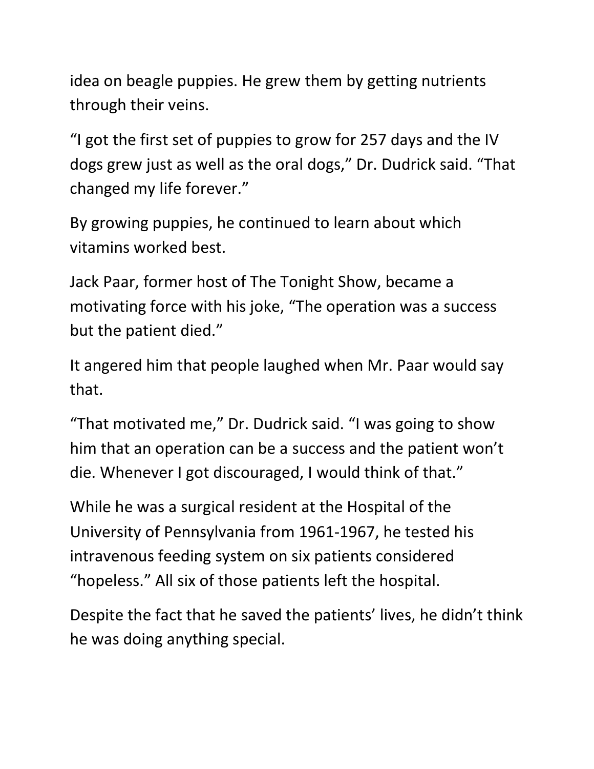idea on beagle puppies. He grew them by getting nutrients through their veins.

"I got the first set of puppies to grow for 257 days and the IV dogs grew just as well as the oral dogs," Dr. Dudrick said. "That changed my life forever."

By growing puppies, he continued to learn about which vitamins worked best.

Jack Paar, former host of The Tonight Show, became a motivating force with his joke, "The operation was a success but the patient died."

It angered him that people laughed when Mr. Paar would say that.

"That motivated me," Dr. Dudrick said. "I was going to show him that an operation can be a success and the patient won't die. Whenever I got discouraged, I would think of that."

While he was a surgical resident at the Hospital of the University of Pennsylvania from 1961-1967, he tested his intravenous feeding system on six patients considered "hopeless." All six of those patients left the hospital.

Despite the fact that he saved the patients' lives, he didn't think he was doing anything special.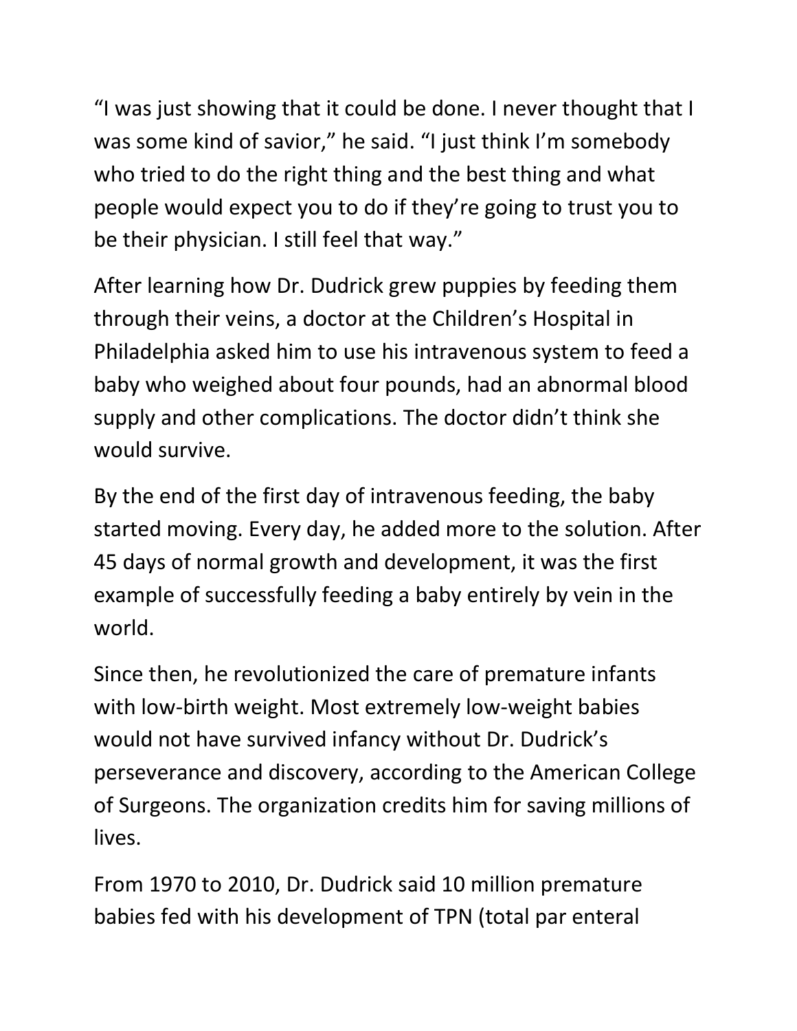“I was just showing that it could be done. I never thought that I was some kind of savior,” he said. “I just think I’m somebody who tried to do the right thing and the best thing and what people would expect you to do if they’re going to trust you to be their physician. I still feel that way.”

After learning how Dr. Dudrick grew puppies by feeding them through their veins, a doctor at the Children’s Hospital in Philadelphia asked him to use his intravenous system to feed a baby who weighed about four pounds, had an abnormal blood supply and other complications. The doctor didn’t think she would survive.

By the end of the first day of intravenous feeding, the baby started moving. Every day, he added more to the solution. After 45 days of normal growth and development, it was the first example of successfully feeding a baby entirely by vein in the world.

Since then, he revolutionized the care of premature infants with low-birth weight. Most extremely low-weight babies would not have survived infancy without Dr. Dudrick’s perseverance and discovery, according to the American College of Surgeons. The organization credits him for saving millions of lives.

From 1970 to 2010, Dr. Dudrick said 10 million premature babies fed with his development of TPN (total par enteral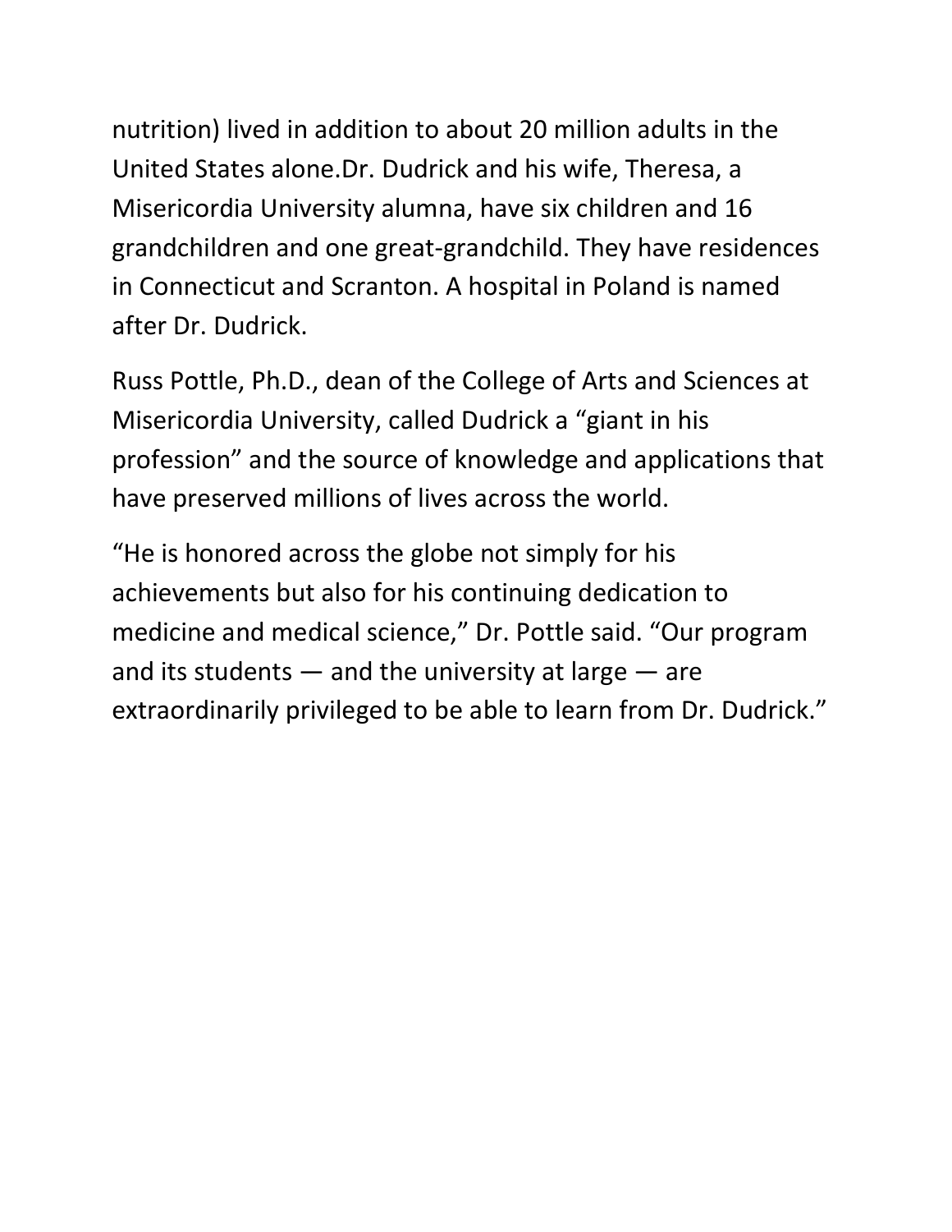nutrition) lived in addition to about 20 million adults in the United States alone.Dr. Dudrick and his wife, Theresa, a Misericordia University alumna, have six children and 16 grandchildren and one great-grandchild. They have residences in Connecticut and Scranton. A hospital in Poland is named after Dr. Dudrick.

Russ Pottle, Ph.D., dean of the College of Arts and Sciences at Misericordia University, called Dudrick a "giant in his profession" and the source of knowledge and applications that have preserved millions of lives across the world.

"He is honored across the globe not simply for his achievements but also for his continuing dedication to medicine and medical science," Dr. Pottle said. "Our program and its students — and the university at large — are extraordinarily privileged to be able to learn from Dr. Dudrick."